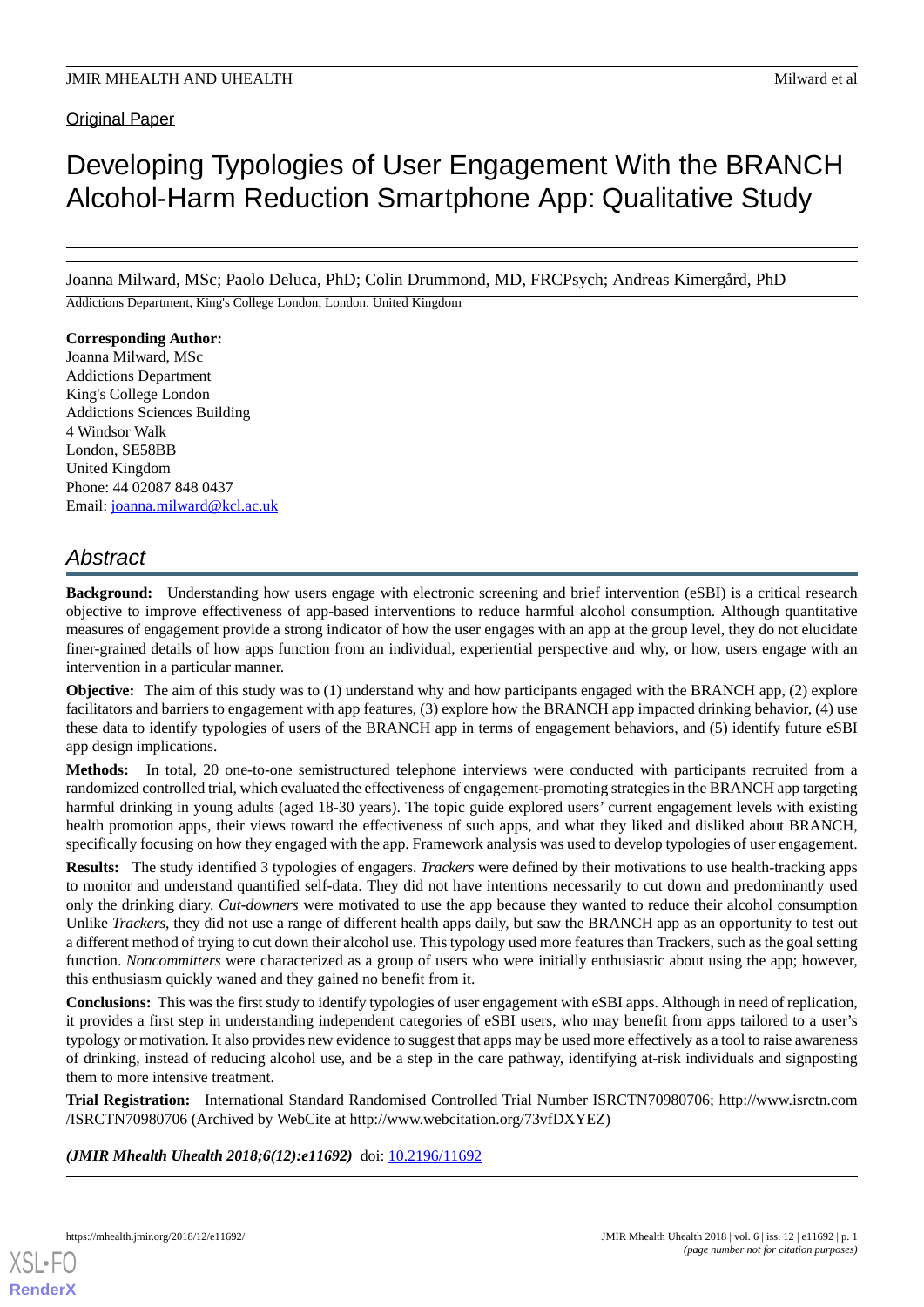Original Paper

# Developing Typologies of User Engagement With the BRANCH Alcohol-Harm Reduction Smartphone App: Qualitative Study

Joanna Milward, MSc; Paolo Deluca, PhD; Colin Drummond, MD, FRCPsych; Andreas Kimergård, PhD

Addictions Department, King's College London, London, United Kingdom

**Corresponding Author:**
Joanna Milward, MSc
Addictions Department
King's College London
Addictions Sciences Building
4 Windsor Walk
London, SE58BB
United Kingdom
Phone: 44 02087 848 0437
Email: joanna.milward@kcl.ac.uk

## Abstract

**Background:** Understanding how users engage with electronic screening and brief intervention (eSBI) is a critical research objective to improve effectiveness of app-based interventions to reduce harmful alcohol consumption. Although quantitative measures of engagement provide a strong indicator of how the user engages with an app at the group level, they do not elucidate finer-grained details of how apps function from an individual, experiential perspective and why, or how, users engage with an intervention in a particular manner.

**Objective:** The aim of this study was to (1) understand why and how participants engaged with the BRANCH app, (2) explore facilitators and barriers to engagement with app features, (3) explore how the BRANCH app impacted drinking behavior, (4) use these data to identify typologies of users of the BRANCH app in terms of engagement behaviors, and (5) identify future eSBI app design implications.

**Methods:** In total, 20 one-to-one semistructured telephone interviews were conducted with participants recruited from a randomized controlled trial, which evaluated the effectiveness of engagement-promoting strategies in the BRANCH app targeting harmful drinking in young adults (aged 18-30 years). The topic guide explored users' current engagement levels with existing health promotion apps, their views toward the effectiveness of such apps, and what they liked and disliked about BRANCH, specifically focusing on how they engaged with the app. Framework analysis was used to develop typologies of user engagement.

**Results:** The study identified 3 typologies of engagers. *Trackers* were defined by their motivations to use health-tracking apps to monitor and understand quantified self-data. They did not have intentions necessarily to cut down and predominantly used only the drinking diary. *Cut-downers* were motivated to use the app because they wanted to reduce their alcohol consumption Unlike *Trackers*, they did not use a range of different health apps daily, but saw the BRANCH app as an opportunity to test out a different method of trying to cut down their alcohol use. This typology used more features than Trackers, such as the goal setting function. *Noncommitters* were characterized as a group of users who were initially enthusiastic about using the app; however, this enthusiasm quickly waned and they gained no benefit from it.

**Conclusions:** This was the first study to identify typologies of user engagement with eSBI apps. Although in need of replication, it provides a first step in understanding independent categories of eSBI users, who may benefit from apps tailored to a user's typology or motivation. It also provides new evidence to suggest that apps may be used more effectively as a tool to raise awareness of drinking, instead of reducing alcohol use, and be a step in the care pathway, identifying at-risk individuals and signposting them to more intensive treatment.

**Trial Registration:** International Standard Randomised Controlled Trial Number ISRCTN70980706; http://www.isrctn.com/ISRCTN70980706 (Archived by WebCite at http://www.webcitation.org/73vfDXYEZ)

***(JMIR Mhealth Uhealth 2018;6(12):e11692)*** doi: 10.2196/11692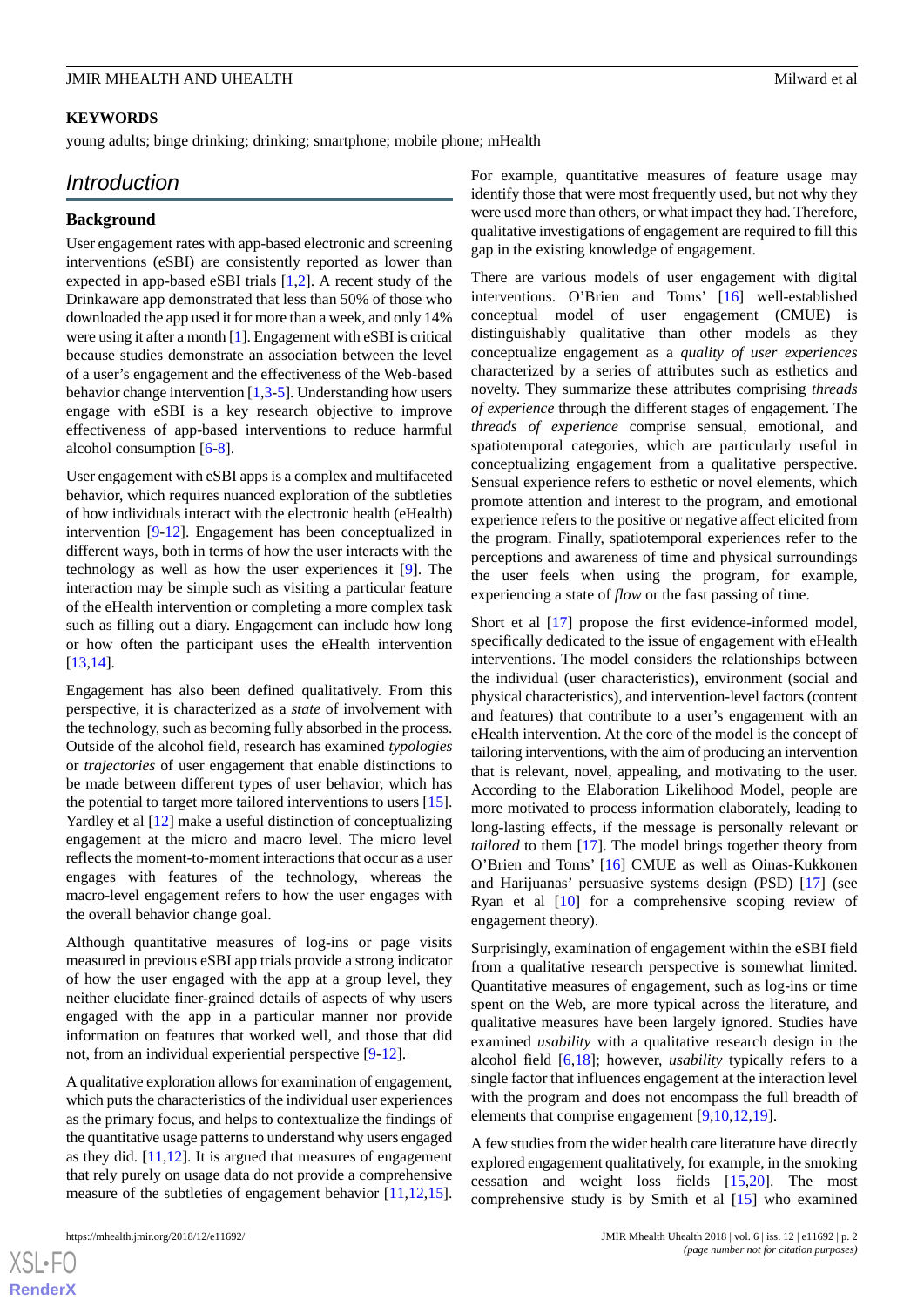## KEYWORDS

young adults; binge drinking; drinking; smartphone; mobile phone; mHealth

# Introduction

## Background

User engagement rates with app-based electronic and screening interventions (eSBI) are consistently reported as lower than expected in app-based eSBI trials [1,2]. A recent study of the Drinkaware app demonstrated that less than 50% of those who downloaded the app used it for more than a week, and only 14% were using it after a month [1]. Engagement with eSBI is critical because studies demonstrate an association between the level of a user's engagement and the effectiveness of the Web-based behavior change intervention [1,3-5]. Understanding how users engage with eSBI is a key research objective to improve effectiveness of app-based interventions to reduce harmful alcohol consumption [6-8].

User engagement with eSBI apps is a complex and multifaceted behavior, which requires nuanced exploration of the subtleties of how individuals interact with the electronic health (eHealth) intervention [9-12]. Engagement has been conceptualized in different ways, both in terms of how the user interacts with the technology as well as how the user experiences it [9]. The interaction may be simple such as visiting a particular feature of the eHealth intervention or completing a more complex task such as filling out a diary. Engagement can include how long or how often the participant uses the eHealth intervention [13,14].

Engagement has also been defined qualitatively. From this perspective, it is characterized as a *state* of involvement with the technology, such as becoming fully absorbed in the process. Outside of the alcohol field, research has examined *typologies* or *trajectories* of user engagement that enable distinctions to be made between different types of user behavior, which has the potential to target more tailored interventions to users [15]. Yardley et al [12] make a useful distinction of conceptualizing engagement at the micro and macro level. The micro level reflects the moment-to-moment interactions that occur as a user engages with features of the technology, whereas the macro-level engagement refers to how the user engages with the overall behavior change goal.

Although quantitative measures of log-ins or page visits measured in previous eSBI app trials provide a strong indicator of how the user engaged with the app at a group level, they neither elucidate finer-grained details of aspects of why users engaged with the app in a particular manner nor provide information on features that worked well, and those that did not, from an individual experiential perspective [9-12].

A qualitative exploration allows for examination of engagement, which puts the characteristics of the individual user experiences as the primary focus, and helps to contextualize the findings of the quantitative usage patterns to understand why users engaged as they did. [11,12]. It is argued that measures of engagement that rely purely on usage data do not provide a comprehensive measure of the subtleties of engagement behavior [11,12,15]. For example, quantitative measures of feature usage may identify those that were most frequently used, but not why they were used more than others, or what impact they had. Therefore, qualitative investigations of engagement are required to fill this gap in the existing knowledge of engagement.

There are various models of user engagement with digital interventions. O'Brien and Toms' [16] well-established conceptual model of user engagement (CMUE) is distinguishably qualitative than other models as they conceptualize engagement as a *quality of user experiences* characterized by a series of attributes such as esthetics and novelty. They summarize these attributes comprising *threads of experience* through the different stages of engagement. The *threads of experience* comprise sensual, emotional, and spatiotemporal categories, which are particularly useful in conceptualizing engagement from a qualitative perspective. Sensual experience refers to esthetic or novel elements, which promote attention and interest to the program, and emotional experience refers to the positive or negative affect elicited from the program. Finally, spatiotemporal experiences refer to the perceptions and awareness of time and physical surroundings the user feels when using the program, for example, experiencing a state of *flow* or the fast passing of time.

Short et al [17] propose the first evidence-informed model, specifically dedicated to the issue of engagement with eHealth interventions. The model considers the relationships between the individual (user characteristics), environment (social and physical characteristics), and intervention-level factors (content and features) that contribute to a user's engagement with an eHealth intervention. At the core of the model is the concept of tailoring interventions, with the aim of producing an intervention that is relevant, novel, appealing, and motivating to the user. According to the Elaboration Likelihood Model, people are more motivated to process information elaborately, leading to long-lasting effects, if the message is personally relevant or *tailored* to them [17]. The model brings together theory from O'Brien and Toms' [16] CMUE as well as Oinas-Kukkonen and Harijuanas' persuasive systems design (PSD) [17] (see Ryan et al [10] for a comprehensive scoping review of engagement theory).

Surprisingly, examination of engagement within the eSBI field from a qualitative research perspective is somewhat limited. Quantitative measures of engagement, such as log-ins or time spent on the Web, are more typical across the literature, and qualitative measures have been largely ignored. Studies have examined *usability* with a qualitative research design in the alcohol field [6,18]; however, *usability* typically refers to a single factor that influences engagement at the interaction level with the program and does not encompass the full breadth of elements that comprise engagement [9,10,12,19].

A few studies from the wider health care literature have directly explored engagement qualitatively, for example, in the smoking cessation and weight loss fields [15,20]. The most comprehensive study is by Smith et al [15] who examined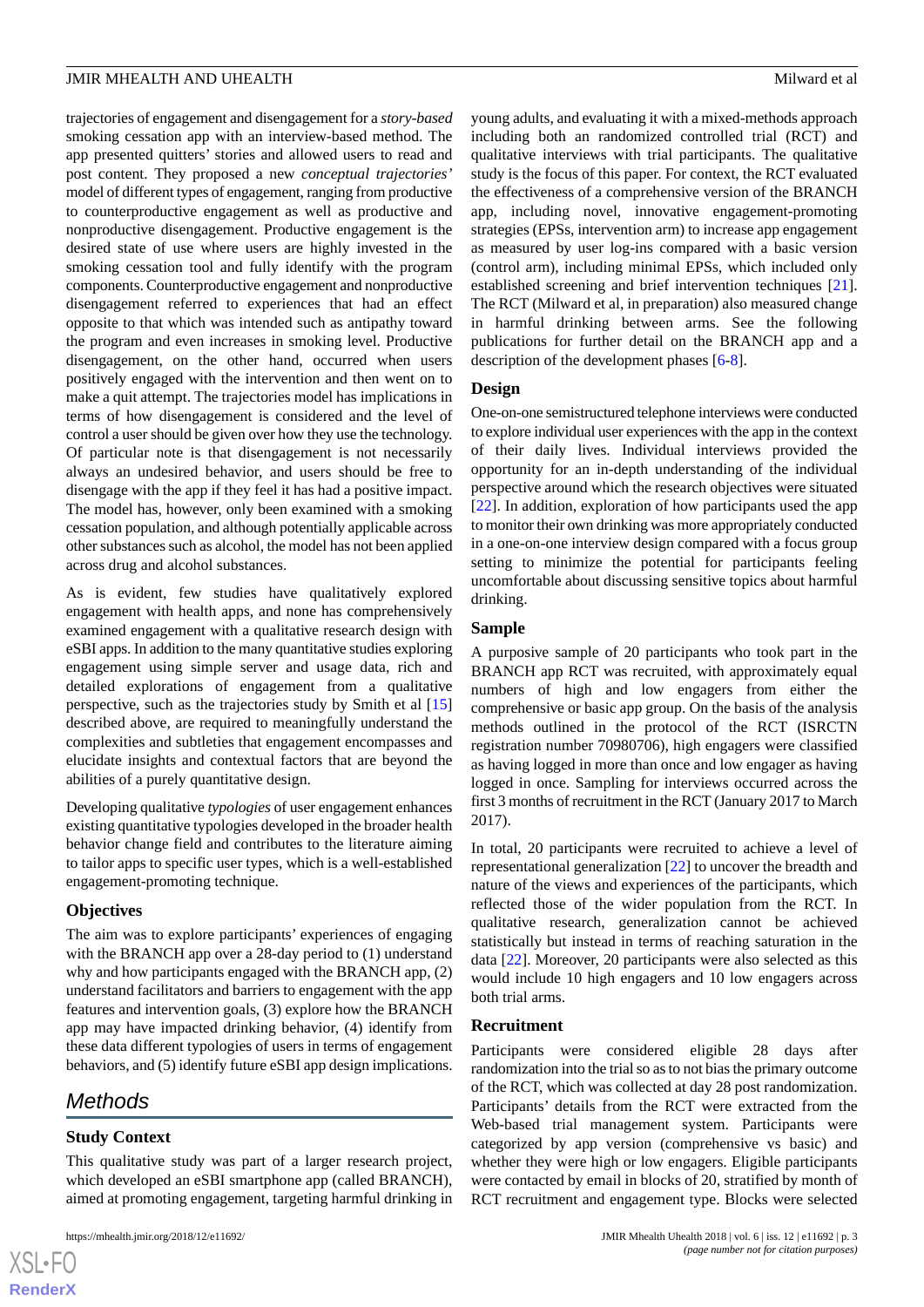trajectories of engagement and disengagement for a *story-based* smoking cessation app with an interview-based method. The app presented quitters' stories and allowed users to read and post content. They proposed a new *conceptual trajectories'* model of different types of engagement, ranging from productive to counterproductive engagement as well as productive and nonproductive disengagement. Productive engagement is the desired state of use where users are highly invested in the smoking cessation tool and fully identify with the program components. Counterproductive engagement and nonproductive disengagement referred to experiences that had an effect opposite to that which was intended such as antipathy toward the program and even increases in smoking level. Productive disengagement, on the other hand, occurred when users positively engaged with the intervention and then went on to make a quit attempt. The trajectories model has implications in terms of how disengagement is considered and the level of control a user should be given over how they use the technology. Of particular note is that disengagement is not necessarily always an undesired behavior, and users should be free to disengage with the app if they feel it has had a positive impact. The model has, however, only been examined with a smoking cessation population, and although potentially applicable across other substances such as alcohol, the model has not been applied across drug and alcohol substances.

As is evident, few studies have qualitatively explored engagement with health apps, and none has comprehensively examined engagement with a qualitative research design with eSBI apps. In addition to the many quantitative studies exploring engagement using simple server and usage data, rich and detailed explorations of engagement from a qualitative perspective, such as the trajectories study by Smith et al [15] described above, are required to meaningfully understand the complexities and subtleties that engagement encompasses and elucidate insights and contextual factors that are beyond the abilities of a purely quantitative design.

Developing qualitative *typologies* of user engagement enhances existing quantitative typologies developed in the broader health behavior change field and contributes to the literature aiming to tailor apps to specific user types, which is a well-established engagement-promoting technique.

### Objectives

The aim was to explore participants' experiences of engaging with the BRANCH app over a 28-day period to (1) understand why and how participants engaged with the BRANCH app, (2) understand facilitators and barriers to engagement with the app features and intervention goals, (3) explore how the BRANCH app may have impacted drinking behavior, (4) identify from these data different typologies of users in terms of engagement behaviors, and (5) identify future eSBI app design implications.

## Methods

### Study Context

This qualitative study was part of a larger research project, which developed an eSBI smartphone app (called BRANCH), aimed at promoting engagement, targeting harmful drinking in young adults, and evaluating it with a mixed-methods approach including both an randomized controlled trial (RCT) and qualitative interviews with trial participants. The qualitative study is the focus of this paper. For context, the RCT evaluated the effectiveness of a comprehensive version of the BRANCH app, including novel, innovative engagement-promoting strategies (EPSs, intervention arm) to increase app engagement as measured by user log-ins compared with a basic version (control arm), including minimal EPSs, which included only established screening and brief intervention techniques [21]. The RCT (Milward et al, in preparation) also measured change in harmful drinking between arms. See the following publications for further detail on the BRANCH app and a description of the development phases [6-8].

### Design

One-on-one semistructured telephone interviews were conducted to explore individual user experiences with the app in the context of their daily lives. Individual interviews provided the opportunity for an in-depth understanding of the individual perspective around which the research objectives were situated [22]. In addition, exploration of how participants used the app to monitor their own drinking was more appropriately conducted in a one-on-one interview design compared with a focus group setting to minimize the potential for participants feeling uncomfortable about discussing sensitive topics about harmful drinking.

### Sample

A purposive sample of 20 participants who took part in the BRANCH app RCT was recruited, with approximately equal numbers of high and low engagers from either the comprehensive or basic app group. On the basis of the analysis methods outlined in the protocol of the RCT (ISRCTN registration number 70980706), high engagers were classified as having logged in more than once and low engager as having logged in once. Sampling for interviews occurred across the first 3 months of recruitment in the RCT (January 2017 to March 2017).

In total, 20 participants were recruited to achieve a level of representational generalization [22] to uncover the breadth and nature of the views and experiences of the participants, which reflected those of the wider population from the RCT. In qualitative research, generalization cannot be achieved statistically but instead in terms of reaching saturation in the data [22]. Moreover, 20 participants were also selected as this would include 10 high engagers and 10 low engagers across both trial arms.

### Recruitment

Participants were considered eligible 28 days after randomization into the trial so as to not bias the primary outcome of the RCT, which was collected at day 28 post randomization. Participants' details from the RCT were extracted from the Web-based trial management system. Participants were categorized by app version (comprehensive vs basic) and whether they were high or low engagers. Eligible participants were contacted by email in blocks of 20, stratified by month of RCT recruitment and engagement type. Blocks were selected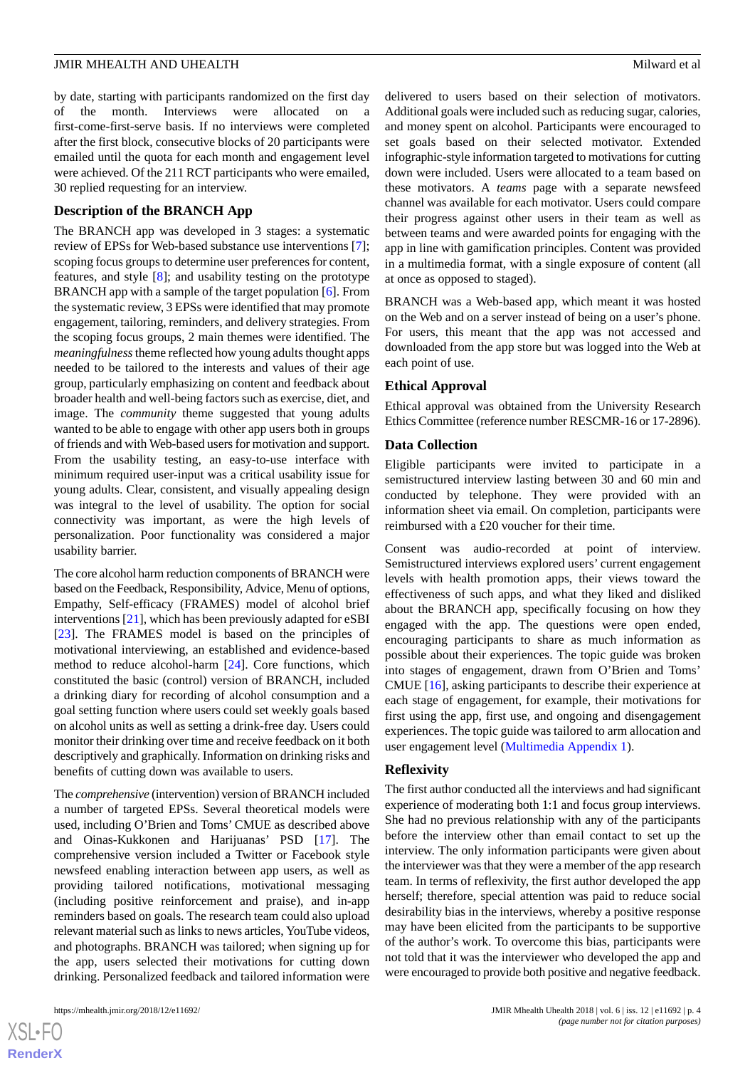by date, starting with participants randomized on the first day of the month. Interviews were allocated on a first-come-first-serve basis. If no interviews were completed after the first block, consecutive blocks of 20 participants were emailed until the quota for each month and engagement level were achieved. Of the 211 RCT participants who were emailed, 30 replied requesting for an interview.

### Description of the BRANCH App

The BRANCH app was developed in 3 stages: a systematic review of EPSs for Web-based substance use interventions [7]; scoping focus groups to determine user preferences for content, features, and style [8]; and usability testing on the prototype BRANCH app with a sample of the target population [6]. From the systematic review, 3 EPSs were identified that may promote engagement, tailoring, reminders, and delivery strategies. From the scoping focus groups, 2 main themes were identified. The *meaningfulness* theme reflected how young adults thought apps needed to be tailored to the interests and values of their age group, particularly emphasizing on content and feedback about broader health and well-being factors such as exercise, diet, and image. The *community* theme suggested that young adults wanted to be able to engage with other app users both in groups of friends and with Web-based users for motivation and support. From the usability testing, an easy-to-use interface with minimum required user-input was a critical usability issue for young adults. Clear, consistent, and visually appealing design was integral to the level of usability. The option for social connectivity was important, as were the high levels of personalization. Poor functionality was considered a major usability barrier.

The core alcohol harm reduction components of BRANCH were based on the Feedback, Responsibility, Advice, Menu of options, Empathy, Self-efficacy (FRAMES) model of alcohol brief interventions [21], which has been previously adapted for eSBI [23]. The FRAMES model is based on the principles of motivational interviewing, an established and evidence-based method to reduce alcohol-harm [24]. Core functions, which constituted the basic (control) version of BRANCH, included a drinking diary for recording of alcohol consumption and a goal setting function where users could set weekly goals based on alcohol units as well as setting a drink-free day. Users could monitor their drinking over time and receive feedback on it both descriptively and graphically. Information on drinking risks and benefits of cutting down was available to users.

The *comprehensive* (intervention) version of BRANCH included a number of targeted EPSs. Several theoretical models were used, including O'Brien and Toms' CMUE as described above and Oinas-Kukkonen and Harijuanas' PSD [17]. The comprehensive version included a Twitter or Facebook style newsfeed enabling interaction between app users, as well as providing tailored notifications, motivational messaging (including positive reinforcement and praise), and in-app reminders based on goals. The research team could also upload relevant material such as links to news articles, YouTube videos, and photographs. BRANCH was tailored; when signing up for the app, users selected their motivations for cutting down drinking. Personalized feedback and tailored information were delivered to users based on their selection of motivators. Additional goals were included such as reducing sugar, calories, and money spent on alcohol. Participants were encouraged to set goals based on their selected motivator. Extended infographic-style information targeted to motivations for cutting down were included. Users were allocated to a team based on these motivators. A *teams* page with a separate newsfeed channel was available for each motivator. Users could compare their progress against other users in their team as well as between teams and were awarded points for engaging with the app in line with gamification principles. Content was provided in a multimedia format, with a single exposure of content (all at once as opposed to staged).

BRANCH was a Web-based app, which meant it was hosted on the Web and on a server instead of being on a user's phone. For users, this meant that the app was not accessed and downloaded from the app store but was logged into the Web at each point of use.

### Ethical Approval

Ethical approval was obtained from the University Research Ethics Committee (reference number RESCMR-16 or 17-2896).

### Data Collection

Eligible participants were invited to participate in a semistructured interview lasting between 30 and 60 min and conducted by telephone. They were provided with an information sheet via email. On completion, participants were reimbursed with a £20 voucher for their time.

Consent was audio-recorded at point of interview. Semistructured interviews explored users' current engagement levels with health promotion apps, their views toward the effectiveness of such apps, and what they liked and disliked about the BRANCH app, specifically focusing on how they engaged with the app. The questions were open ended, encouraging participants to share as much information as possible about their experiences. The topic guide was broken into stages of engagement, drawn from O'Brien and Toms' CMUE [16], asking participants to describe their experience at each stage of engagement, for example, their motivations for first using the app, first use, and ongoing and disengagement experiences. The topic guide was tailored to arm allocation and user engagement level (Multimedia Appendix 1).

### Reflexivity

The first author conducted all the interviews and had significant experience of moderating both 1:1 and focus group interviews. She had no previous relationship with any of the participants before the interview other than email contact to set up the interview. The only information participants were given about the interviewer was that they were a member of the app research team. In terms of reflexivity, the first author developed the app herself; therefore, special attention was paid to reduce social desirability bias in the interviews, whereby a positive response may have been elicited from the participants to be supportive of the author's work. To overcome this bias, participants were not told that it was the interviewer who developed the app and were encouraged to provide both positive and negative feedback.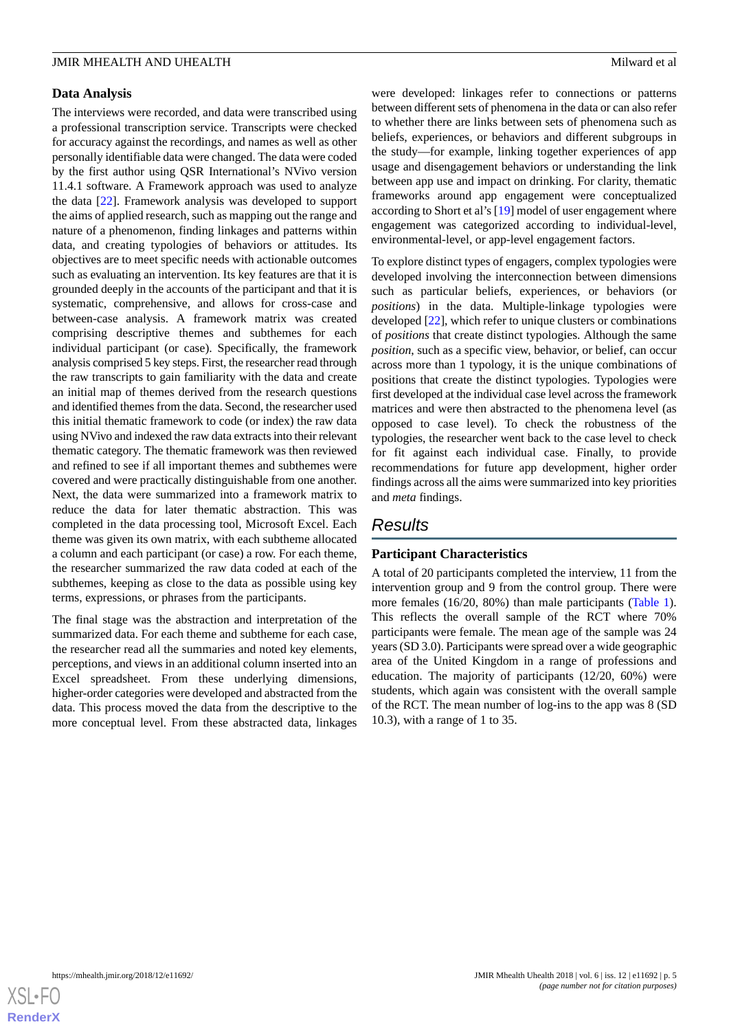### Data Analysis

The interviews were recorded, and data were transcribed using a professional transcription service. Transcripts were checked for accuracy against the recordings, and names as well as other personally identifiable data were changed. The data were coded by the first author using QSR International's NVivo version 11.4.1 software. A Framework approach was used to analyze the data [22]. Framework analysis was developed to support the aims of applied research, such as mapping out the range and nature of a phenomenon, finding linkages and patterns within data, and creating typologies of behaviors or attitudes. Its objectives are to meet specific needs with actionable outcomes such as evaluating an intervention. Its key features are that it is grounded deeply in the accounts of the participant and that it is systematic, comprehensive, and allows for cross-case and between-case analysis. A framework matrix was created comprising descriptive themes and subthemes for each individual participant (or case). Specifically, the framework analysis comprised 5 key steps. First, the researcher read through the raw transcripts to gain familiarity with the data and create an initial map of themes derived from the research questions and identified themes from the data. Second, the researcher used this initial thematic framework to code (or index) the raw data using NVivo and indexed the raw data extracts into their relevant thematic category. The thematic framework was then reviewed and refined to see if all important themes and subthemes were covered and were practically distinguishable from one another. Next, the data were summarized into a framework matrix to reduce the data for later thematic abstraction. This was completed in the data processing tool, Microsoft Excel. Each theme was given its own matrix, with each subtheme allocated a column and each participant (or case) a row. For each theme, the researcher summarized the raw data coded at each of the subthemes, keeping as close to the data as possible using key terms, expressions, or phrases from the participants.

The final stage was the abstraction and interpretation of the summarized data. For each theme and subtheme for each case, the researcher read all the summaries and noted key elements, perceptions, and views in an additional column inserted into an Excel spreadsheet. From these underlying dimensions, higher-order categories were developed and abstracted from the data. This process moved the data from the descriptive to the more conceptual level. From these abstracted data, linkages were developed: linkages refer to connections or patterns between different sets of phenomena in the data or can also refer to whether there are links between sets of phenomena such as beliefs, experiences, or behaviors and different subgroups in the study—for example, linking together experiences of app usage and disengagement behaviors or understanding the link between app use and impact on drinking. For clarity, thematic frameworks around app engagement were conceptualized according to Short et al's [19] model of user engagement where engagement was categorized according to individual-level, environmental-level, or app-level engagement factors.

To explore distinct types of engagers, complex typologies were developed involving the interconnection between dimensions such as particular beliefs, experiences, or behaviors (or *positions*) in the data. Multiple-linkage typologies were developed [22], which refer to unique clusters or combinations of *positions* that create distinct typologies. Although the same *position*, such as a specific view, behavior, or belief, can occur across more than 1 typology, it is the unique combinations of positions that create the distinct typologies. Typologies were first developed at the individual case level across the framework matrices and were then abstracted to the phenomena level (as opposed to case level). To check the robustness of the typologies, the researcher went back to the case level to check for fit against each individual case. Finally, to provide recommendations for future app development, higher order findings across all the aims were summarized into key priorities and *meta* findings.

## Results

### Participant Characteristics

A total of 20 participants completed the interview, 11 from the intervention group and 9 from the control group. There were more females (16/20, 80%) than male participants (Table 1). This reflects the overall sample of the RCT where 70% participants were female. The mean age of the sample was 24 years (SD 3.0). Participants were spread over a wide geographic area of the United Kingdom in a range of professions and education. The majority of participants (12/20, 60%) were students, which again was consistent with the overall sample of the RCT. The mean number of log-ins to the app was 8 (SD 10.3), with a range of 1 to 35.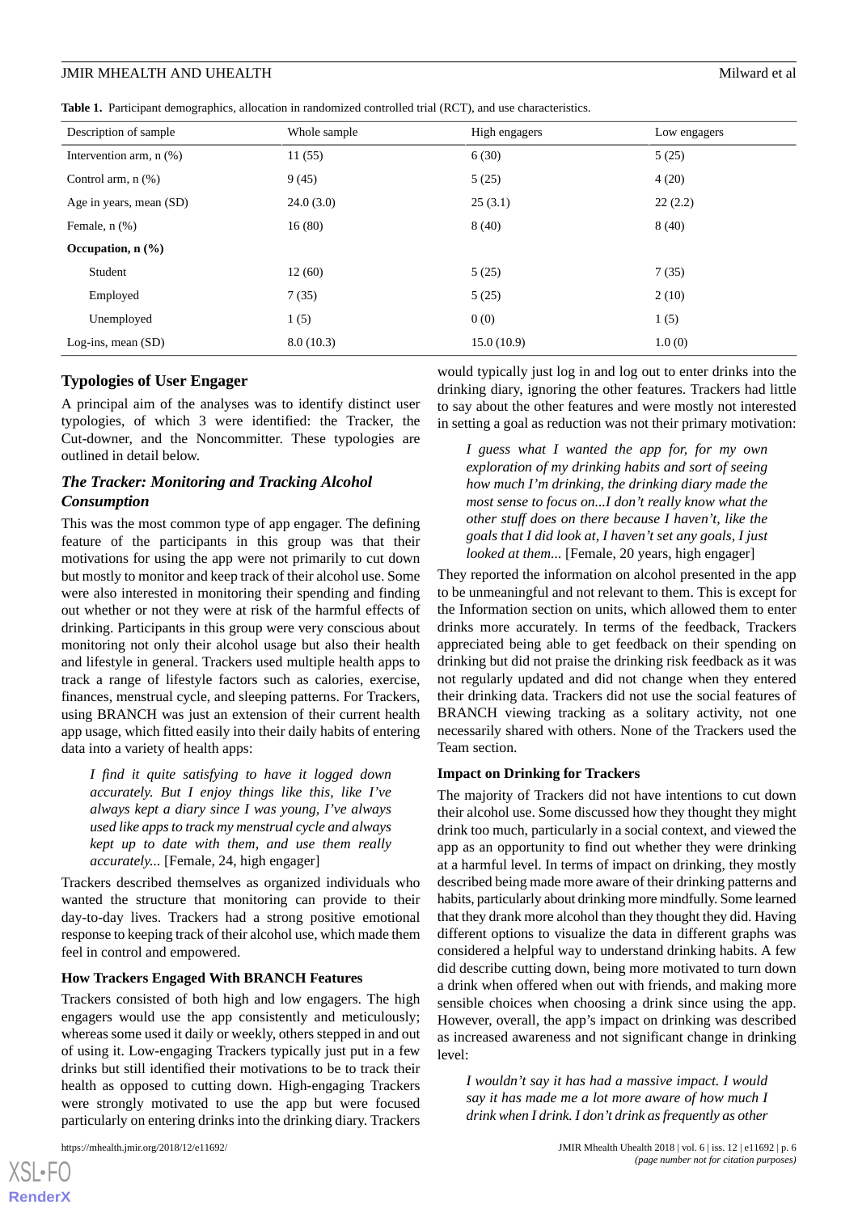**Table 1.** Participant demographics, allocation in randomized controlled trial (RCT), and use characteristics.

| Description of sample | Whole sample | High engagers | Low engagers |
|---|---|---|---|
| Intervention arm, n (%) | 11 (55) | 6 (30) | 5 (25) |
| Control arm, n (%) | 9 (45) | 5 (25) | 4 (20) |
| Age in years, mean (SD) | 24.0 (3.0) | 25 (3.1) | 22 (2.2) |
| Female, n (%) | 16 (80) | 8 (40) | 8 (40) |
| **Occupation, n (%)** | | | |
| Student | 12 (60) | 5 (25) | 7 (35) |
| Employed | 7 (35) | 5 (25) | 2 (10) |
| Unemployed | 1 (5) | 0 (0) | 1 (5) |
| Log-ins, mean (SD) | 8.0 (10.3) | 15.0 (10.9) | 1.0 (0) |

## Typologies of User Engager

A principal aim of the analyses was to identify distinct user typologies, of which 3 were identified: the Tracker, the Cut-downer, and the Noncommitter. These typologies are outlined in detail below.

### *The Tracker: Monitoring and Tracking Alcohol Consumption*

This was the most common type of app engager. The defining feature of the participants in this group was that their motivations for using the app were not primarily to cut down but mostly to monitor and keep track of their alcohol use. Some were also interested in monitoring their spending and finding out whether or not they were at risk of the harmful effects of drinking. Participants in this group were very conscious about monitoring not only their alcohol usage but also their health and lifestyle in general. Trackers used multiple health apps to track a range of lifestyle factors such as calories, exercise, finances, menstrual cycle, and sleeping patterns. For Trackers, using BRANCH was just an extension of their current health app usage, which fitted easily into their daily habits of entering data into a variety of health apps:

> *I find it quite satisfying to have it logged down accurately. But I enjoy things like this, like I've always kept a diary since I was young, I've always used like apps to track my menstrual cycle and always kept up to date with them, and use them really accurately...* [Female, 24, high engager]

Trackers described themselves as organized individuals who wanted the structure that monitoring can provide to their day-to-day lives. Trackers had a strong positive emotional response to keeping track of their alcohol use, which made them feel in control and empowered.

#### How Trackers Engaged With BRANCH Features

Trackers consisted of both high and low engagers. The high engagers would use the app consistently and meticulously; whereas some used it daily or weekly, others stepped in and out of using it. Low-engaging Trackers typically just put in a few drinks but still identified their motivations to be to track their health as opposed to cutting down. High-engaging Trackers were strongly motivated to use the app but were focused particularly on entering drinks into the drinking diary. Trackers would typically just log in and log out to enter drinks into the drinking diary, ignoring the other features. Trackers had little to say about the other features and were mostly not interested in setting a goal as reduction was not their primary motivation:

> *I guess what I wanted the app for, for my own exploration of my drinking habits and sort of seeing how much I'm drinking, the drinking diary made the most sense to focus on...I don't really know what the other stuff does on there because I haven't, like the goals that I did look at, I haven't set any goals, I just looked at them...* [Female, 20 years, high engager]

They reported the information on alcohol presented in the app to be unmeaningful and not relevant to them. This is except for the Information section on units, which allowed them to enter drinks more accurately. In terms of the feedback, Trackers appreciated being able to get feedback on their spending on drinking but did not praise the drinking risk feedback as it was not regularly updated and did not change when they entered their drinking data. Trackers did not use the social features of BRANCH viewing tracking as a solitary activity, not one necessarily shared with others. None of the Trackers used the Team section.

#### Impact on Drinking for Trackers

The majority of Trackers did not have intentions to cut down their alcohol use. Some discussed how they thought they might drink too much, particularly in a social context, and viewed the app as an opportunity to find out whether they were drinking at a harmful level. In terms of impact on drinking, they mostly described being made more aware of their drinking patterns and habits, particularly about drinking more mindfully. Some learned that they drank more alcohol than they thought they did. Having different options to visualize the data in different graphs was considered a helpful way to understand drinking habits. A few did describe cutting down, being more motivated to turn down a drink when offered when out with friends, and making more sensible choices when choosing a drink since using the app. However, overall, the app's impact on drinking was described as increased awareness and not significant change in drinking level:

> *I wouldn't say it has had a massive impact. I would say it has made me a lot more aware of how much I drink when I drink. I don't drink as frequently as other*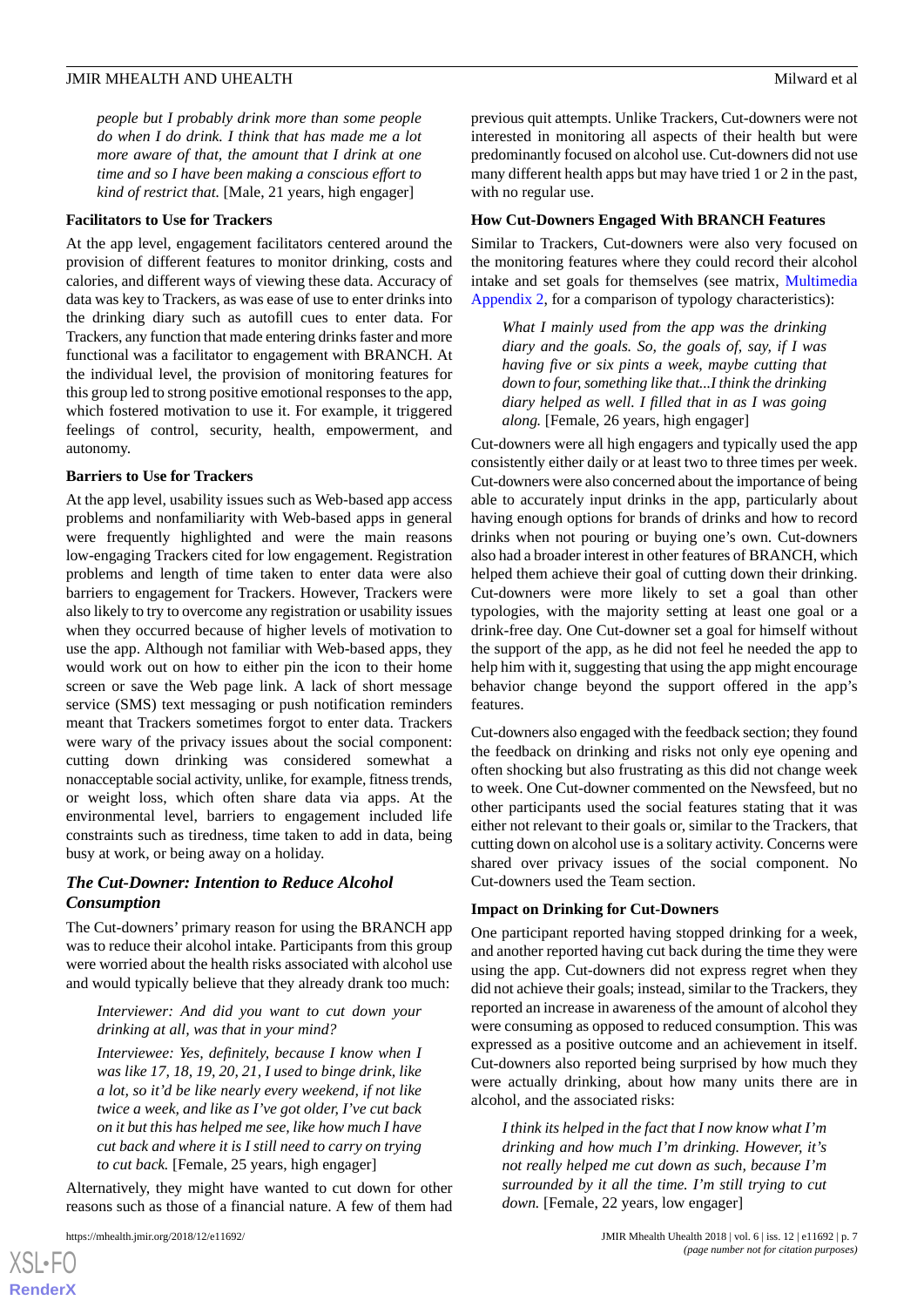*people but I probably drink more than some people do when I do drink. I think that has made me a lot more aware of that, the amount that I drink at one time and so I have been making a conscious effort to kind of restrict that.* [Male, 21 years, high engager]

#### Facilitators to Use for Trackers

At the app level, engagement facilitators centered around the provision of different features to monitor drinking, costs and calories, and different ways of viewing these data. Accuracy of data was key to Trackers, as was ease of use to enter drinks into the drinking diary such as autofill cues to enter data. For Trackers, any function that made entering drinks faster and more functional was a facilitator to engagement with BRANCH. At the individual level, the provision of monitoring features for this group led to strong positive emotional responses to the app, which fostered motivation to use it. For example, it triggered feelings of control, security, health, empowerment, and autonomy.

#### Barriers to Use for Trackers

At the app level, usability issues such as Web-based app access problems and nonfamiliarity with Web-based apps in general were frequently highlighted and were the main reasons low-engaging Trackers cited for low engagement. Registration problems and length of time taken to enter data were also barriers to engagement for Trackers. However, Trackers were also likely to try to overcome any registration or usability issues when they occurred because of higher levels of motivation to use the app. Although not familiar with Web-based apps, they would work out on how to either pin the icon to their home screen or save the Web page link. A lack of short message service (SMS) text messaging or push notification reminders meant that Trackers sometimes forgot to enter data. Trackers were wary of the privacy issues about the social component: cutting down drinking was considered somewhat a nonacceptable social activity, unlike, for example, fitness trends, or weight loss, which often share data via apps. At the environmental level, barriers to engagement included life constraints such as tiredness, time taken to add in data, being busy at work, or being away on a holiday.

### The Cut-Downer: Intention to Reduce Alcohol Consumption

The Cut-downers' primary reason for using the BRANCH app was to reduce their alcohol intake. Participants from this group were worried about the health risks associated with alcohol use and would typically believe that they already drank too much:

> *Interviewer: And did you want to cut down your drinking at all, was that in your mind?*
>
> *Interviewee: Yes, definitely, because I know when I was like 17, 18, 19, 20, 21, I used to binge drink, like a lot, so it'd be like nearly every weekend, if not like twice a week, and like as I've got older, I've cut back on it but this has helped me see, like how much I have cut back and where it is I still need to carry on trying to cut back.* [Female, 25 years, high engager]

Alternatively, they might have wanted to cut down for other reasons such as those of a financial nature. A few of them had previous quit attempts. Unlike Trackers, Cut-downers were not interested in monitoring all aspects of their health but were predominantly focused on alcohol use. Cut-downers did not use many different health apps but may have tried 1 or 2 in the past, with no regular use.

#### How Cut-Downers Engaged With BRANCH Features

Similar to Trackers, Cut-downers were also very focused on the monitoring features where they could record their alcohol intake and set goals for themselves (see matrix, Multimedia Appendix 2, for a comparison of typology characteristics):

> *What I mainly used from the app was the drinking diary and the goals. So, the goals of, say, if I was having five or six pints a week, maybe cutting that down to four, something like that...I think the drinking diary helped as well. I filled that in as I was going along.* [Female, 26 years, high engager]

Cut-downers were all high engagers and typically used the app consistently either daily or at least two to three times per week. Cut-downers were also concerned about the importance of being able to accurately input drinks in the app, particularly about having enough options for brands of drinks and how to record drinks when not pouring or buying one's own. Cut-downers also had a broader interest in other features of BRANCH, which helped them achieve their goal of cutting down their drinking. Cut-downers were more likely to set a goal than other typologies, with the majority setting at least one goal or a drink-free day. One Cut-downer set a goal for himself without the support of the app, as he did not feel he needed the app to help him with it, suggesting that using the app might encourage behavior change beyond the support offered in the app's features.

Cut-downers also engaged with the feedback section; they found the feedback on drinking and risks not only eye opening and often shocking but also frustrating as this did not change week to week. One Cut-downer commented on the Newsfeed, but no other participants used the social features stating that it was either not relevant to their goals or, similar to the Trackers, that cutting down on alcohol use is a solitary activity. Concerns were shared over privacy issues of the social component. No Cut-downers used the Team section.

#### Impact on Drinking for Cut-Downers

One participant reported having stopped drinking for a week, and another reported having cut back during the time they were using the app. Cut-downers did not express regret when they did not achieve their goals; instead, similar to the Trackers, they reported an increase in awareness of the amount of alcohol they were consuming as opposed to reduced consumption. This was expressed as a positive outcome and an achievement in itself. Cut-downers also reported being surprised by how much they were actually drinking, about how many units there are in alcohol, and the associated risks:

> *I think its helped in the fact that I now know what I'm drinking and how much I'm drinking. However, it's not really helped me cut down as such, because I'm surrounded by it all the time. I'm still trying to cut down.* [Female, 22 years, low engager]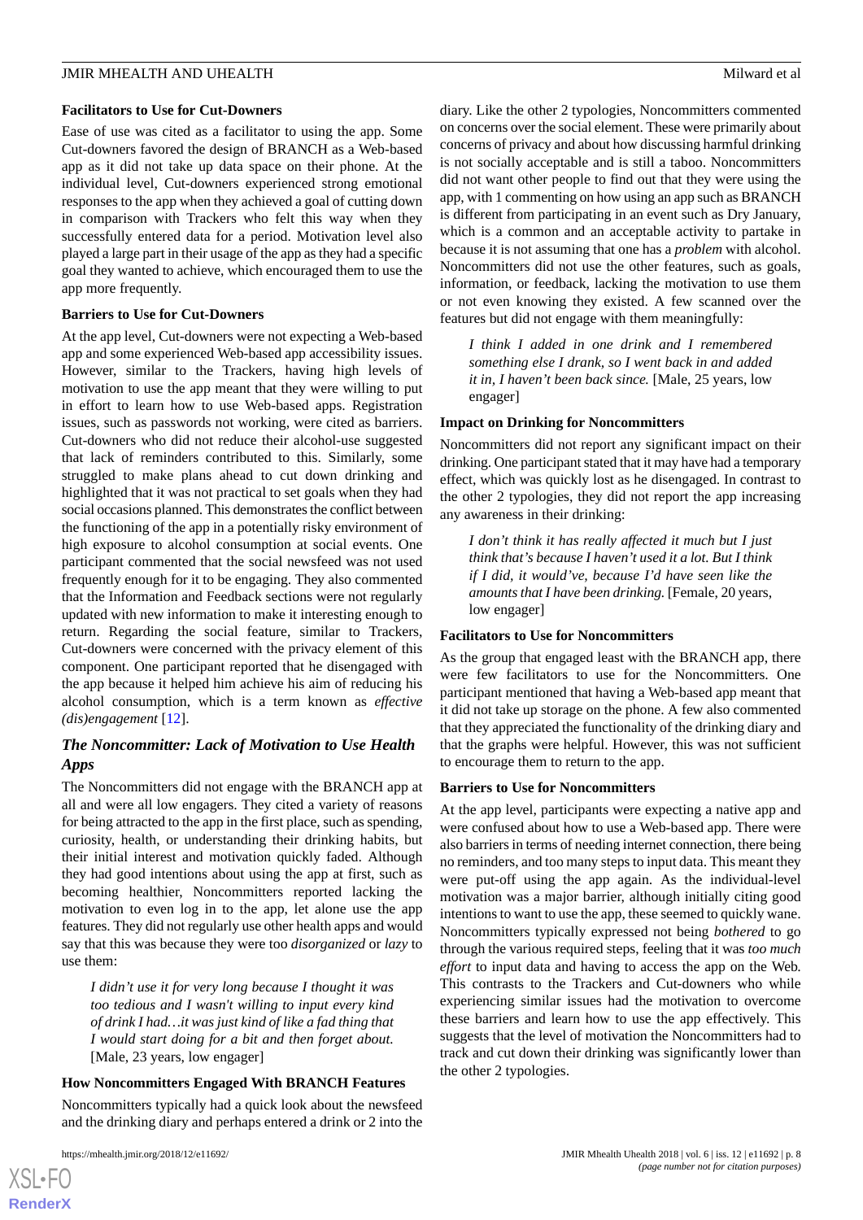#### Facilitators to Use for Cut-Downers

Ease of use was cited as a facilitator to using the app. Some Cut-downers favored the design of BRANCH as a Web-based app as it did not take up data space on their phone. At the individual level, Cut-downers experienced strong emotional responses to the app when they achieved a goal of cutting down in comparison with Trackers who felt this way when they successfully entered data for a period. Motivation level also played a large part in their usage of the app as they had a specific goal they wanted to achieve, which encouraged them to use the app more frequently.

#### Barriers to Use for Cut-Downers

At the app level, Cut-downers were not expecting a Web-based app and some experienced Web-based app accessibility issues. However, similar to the Trackers, having high levels of motivation to use the app meant that they were willing to put in effort to learn how to use Web-based apps. Registration issues, such as passwords not working, were cited as barriers. Cut-downers who did not reduce their alcohol-use suggested that lack of reminders contributed to this. Similarly, some struggled to make plans ahead to cut down drinking and highlighted that it was not practical to set goals when they had social occasions planned. This demonstrates the conflict between the functioning of the app in a potentially risky environment of high exposure to alcohol consumption at social events. One participant commented that the social newsfeed was not used frequently enough for it to be engaging. They also commented that the Information and Feedback sections were not regularly updated with new information to make it interesting enough to return. Regarding the social feature, similar to Trackers, Cut-downers were concerned with the privacy element of this component. One participant reported that he disengaged with the app because it helped him achieve his aim of reducing his alcohol consumption, which is a term known as *effective (dis)engagement* [12].

### *The Noncommitter: Lack of Motivation to Use Health Apps*

The Noncommitters did not engage with the BRANCH app at all and were all low engagers. They cited a variety of reasons for being attracted to the app in the first place, such as spending, curiosity, health, or understanding their drinking habits, but their initial interest and motivation quickly faded. Although they had good intentions about using the app at first, such as becoming healthier, Noncommitters reported lacking the motivation to even log in to the app, let alone use the app features. They did not regularly use other health apps and would say that this was because they were too *disorganized* or *lazy* to use them:

> *I didn't use it for very long because I thought it was too tedious and I wasn't willing to input every kind of drink I had…it was just kind of like a fad thing that I would start doing for a bit and then forget about.* [Male, 23 years, low engager]

#### How Noncommitters Engaged With BRANCH Features

Noncommitters typically had a quick look about the newsfeed and the drinking diary and perhaps entered a drink or 2 into the diary. Like the other 2 typologies, Noncommitters commented on concerns over the social element. These were primarily about concerns of privacy and about how discussing harmful drinking is not socially acceptable and is still a taboo. Noncommitters did not want other people to find out that they were using the app, with 1 commenting on how using an app such as BRANCH is different from participating in an event such as Dry January, which is a common and an acceptable activity to partake in because it is not assuming that one has a *problem* with alcohol. Noncommitters did not use the other features, such as goals, information, or feedback, lacking the motivation to use them or not even knowing they existed. A few scanned over the features but did not engage with them meaningfully:

> *I think I added in one drink and I remembered something else I drank, so I went back in and added it in, I haven't been back since.* [Male, 25 years, low engager]

#### Impact on Drinking for Noncommitters

Noncommitters did not report any significant impact on their drinking. One participant stated that it may have had a temporary effect, which was quickly lost as he disengaged. In contrast to the other 2 typologies, they did not report the app increasing any awareness in their drinking:

> *I don't think it has really affected it much but I just think that's because I haven't used it a lot. But I think if I did, it would've, because I'd have seen like the amounts that I have been drinking.* [Female, 20 years, low engager]

#### Facilitators to Use for Noncommitters

As the group that engaged least with the BRANCH app, there were few facilitators to use for the Noncommitters. One participant mentioned that having a Web-based app meant that it did not take up storage on the phone. A few also commented that they appreciated the functionality of the drinking diary and that the graphs were helpful. However, this was not sufficient to encourage them to return to the app.

#### Barriers to Use for Noncommitters

At the app level, participants were expecting a native app and were confused about how to use a Web-based app. There were also barriers in terms of needing internet connection, there being no reminders, and too many steps to input data. This meant they were put-off using the app again. As the individual-level motivation was a major barrier, although initially citing good intentions to want to use the app, these seemed to quickly wane. Noncommitters typically expressed not being *bothered* to go through the various required steps, feeling that it was *too much effort* to input data and having to access the app on the Web. This contrasts to the Trackers and Cut-downers who while experiencing similar issues had the motivation to overcome these barriers and learn how to use the app effectively. This suggests that the level of motivation the Noncommitters had to track and cut down their drinking was significantly lower than the other 2 typologies.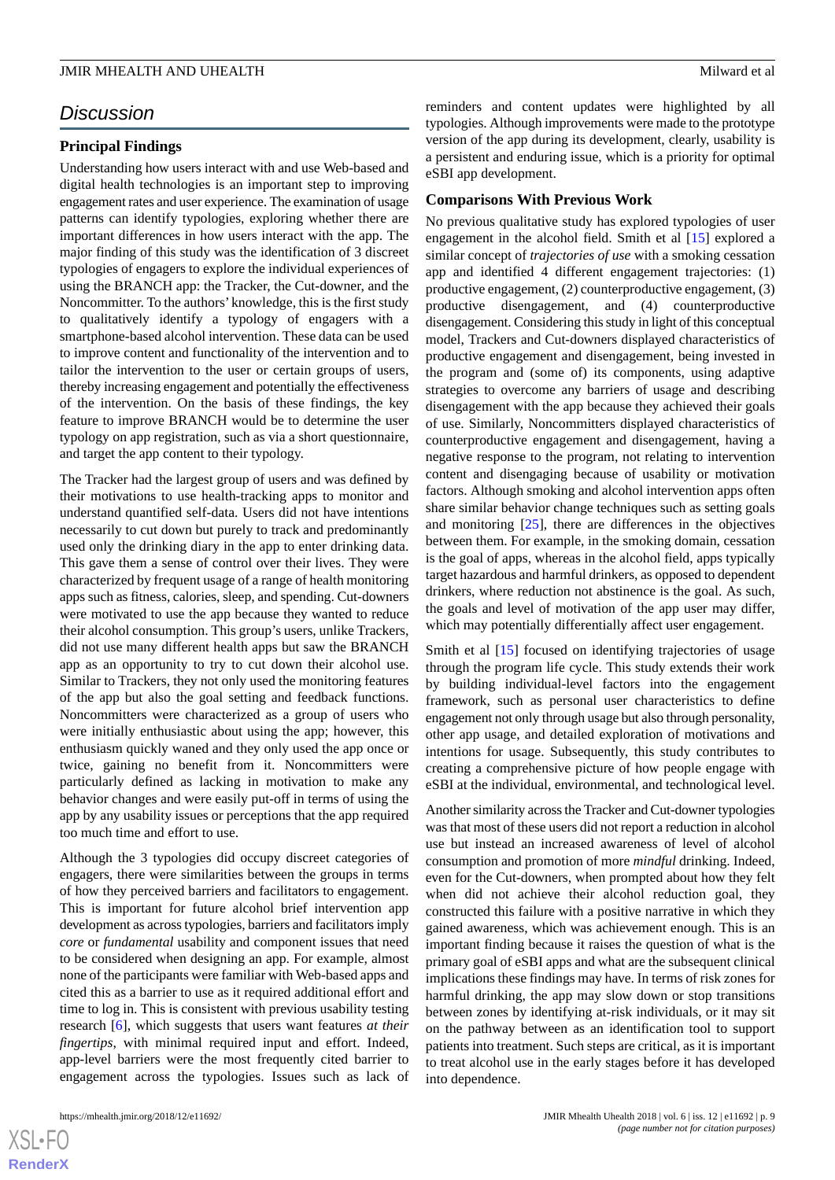## Discussion

### Principal Findings

Understanding how users interact with and use Web-based and digital health technologies is an important step to improving engagement rates and user experience. The examination of usage patterns can identify typologies, exploring whether there are important differences in how users interact with the app. The major finding of this study was the identification of 3 discreet typologies of engagers to explore the individual experiences of using the BRANCH app: the Tracker, the Cut-downer, and the Noncommitter. To the authors' knowledge, this is the first study to qualitatively identify a typology of engagers with a smartphone-based alcohol intervention. These data can be used to improve content and functionality of the intervention and to tailor the intervention to the user or certain groups of users, thereby increasing engagement and potentially the effectiveness of the intervention. On the basis of these findings, the key feature to improve BRANCH would be to determine the user typology on app registration, such as via a short questionnaire, and target the app content to their typology.

The Tracker had the largest group of users and was defined by their motivations to use health-tracking apps to monitor and understand quantified self-data. Users did not have intentions necessarily to cut down but purely to track and predominantly used only the drinking diary in the app to enter drinking data. This gave them a sense of control over their lives. They were characterized by frequent usage of a range of health monitoring apps such as fitness, calories, sleep, and spending. Cut-downers were motivated to use the app because they wanted to reduce their alcohol consumption. This group's users, unlike Trackers, did not use many different health apps but saw the BRANCH app as an opportunity to try to cut down their alcohol use. Similar to Trackers, they not only used the monitoring features of the app but also the goal setting and feedback functions. Noncommitters were characterized as a group of users who were initially enthusiastic about using the app; however, this enthusiasm quickly waned and they only used the app once or twice, gaining no benefit from it. Noncommitters were particularly defined as lacking in motivation to make any behavior changes and were easily put-off in terms of using the app by any usability issues or perceptions that the app required too much time and effort to use.

Although the 3 typologies did occupy discreet categories of engagers, there were similarities between the groups in terms of how they perceived barriers and facilitators to engagement. This is important for future alcohol brief intervention app development as across typologies, barriers and facilitators imply *core* or *fundamental* usability and component issues that need to be considered when designing an app. For example, almost none of the participants were familiar with Web-based apps and cited this as a barrier to use as it required additional effort and time to log in. This is consistent with previous usability testing research [6], which suggests that users want features *at their fingertips*, with minimal required input and effort. Indeed, app-level barriers were the most frequently cited barrier to engagement across the typologies. Issues such as lack of reminders and content updates were highlighted by all typologies. Although improvements were made to the prototype version of the app during its development, clearly, usability is a persistent and enduring issue, which is a priority for optimal eSBI app development.

### Comparisons With Previous Work

No previous qualitative study has explored typologies of user engagement in the alcohol field. Smith et al [15] explored a similar concept of *trajectories of use* with a smoking cessation app and identified 4 different engagement trajectories: (1) productive engagement, (2) counterproductive engagement, (3) productive disengagement, and (4) counterproductive disengagement. Considering this study in light of this conceptual model, Trackers and Cut-downers displayed characteristics of productive engagement and disengagement, being invested in the program and (some of) its components, using adaptive strategies to overcome any barriers of usage and describing disengagement with the app because they achieved their goals of use. Similarly, Noncommitters displayed characteristics of counterproductive engagement and disengagement, having a negative response to the program, not relating to intervention content and disengaging because of usability or motivation factors. Although smoking and alcohol intervention apps often share similar behavior change techniques such as setting goals and monitoring [25], there are differences in the objectives between them. For example, in the smoking domain, cessation is the goal of apps, whereas in the alcohol field, apps typically target hazardous and harmful drinkers, as opposed to dependent drinkers, where reduction not abstinence is the goal. As such, the goals and level of motivation of the app user may differ, which may potentially differentially affect user engagement.

Smith et al [15] focused on identifying trajectories of usage through the program life cycle. This study extends their work by building individual-level factors into the engagement framework, such as personal user characteristics to define engagement not only through usage but also through personality, other app usage, and detailed exploration of motivations and intentions for usage. Subsequently, this study contributes to creating a comprehensive picture of how people engage with eSBI at the individual, environmental, and technological level.

Another similarity across the Tracker and Cut-downer typologies was that most of these users did not report a reduction in alcohol use but instead an increased awareness of level of alcohol consumption and promotion of more *mindful* drinking. Indeed, even for the Cut-downers, when prompted about how they felt when did not achieve their alcohol reduction goal, they constructed this failure with a positive narrative in which they gained awareness, which was achievement enough. This is an important finding because it raises the question of what is the primary goal of eSBI apps and what are the subsequent clinical implications these findings may have. In terms of risk zones for harmful drinking, the app may slow down or stop transitions between zones by identifying at-risk individuals, or it may sit on the pathway between as an identification tool to support patients into treatment. Such steps are critical, as it is important to treat alcohol use in the early stages before it has developed into dependence.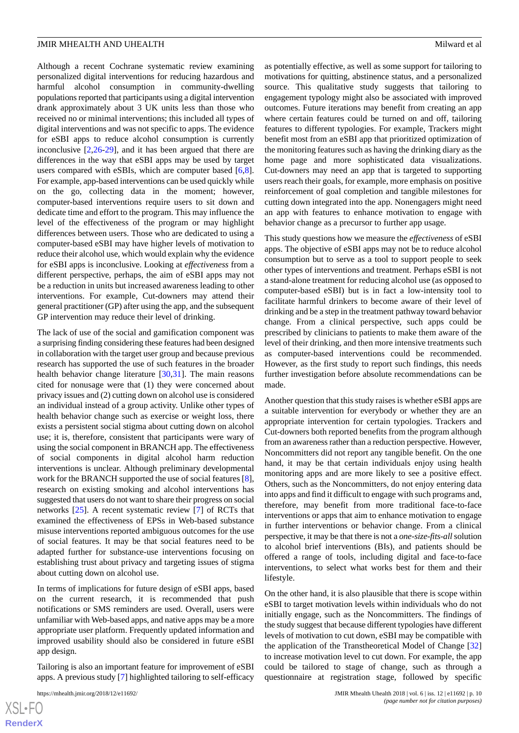Although a recent Cochrane systematic review examining personalized digital interventions for reducing hazardous and harmful alcohol consumption in community-dwelling populations reported that participants using a digital intervention drank approximately about 3 UK units less than those who received no or minimal interventions; this included all types of digital interventions and was not specific to apps. The evidence for eSBI apps to reduce alcohol consumption is currently inconclusive [2,26-29], and it has been argued that there are differences in the way that eSBI apps may be used by target users compared with eSBIs, which are computer based [6,8]. For example, app-based interventions can be used quickly while on the go, collecting data in the moment; however, computer-based interventions require users to sit down and dedicate time and effort to the program. This may influence the level of the effectiveness of the program or may highlight differences between users. Those who are dedicated to using a computer-based eSBI may have higher levels of motivation to reduce their alcohol use, which would explain why the evidence for eSBI apps is inconclusive. Looking at *effectiveness* from a different perspective, perhaps, the aim of eSBI apps may not be a reduction in units but increased awareness leading to other interventions. For example, Cut-downers may attend their general practitioner (GP) after using the app, and the subsequent GP intervention may reduce their level of drinking.

The lack of use of the social and gamification component was a surprising finding considering these features had been designed in collaboration with the target user group and because previous research has supported the use of such features in the broader health behavior change literature [30,31]. The main reasons cited for nonusage were that (1) they were concerned about privacy issues and (2) cutting down on alcohol use is considered an individual instead of a group activity. Unlike other types of health behavior change such as exercise or weight loss, there exists a persistent social stigma about cutting down on alcohol use; it is, therefore, consistent that participants were wary of using the social component in BRANCH app. The effectiveness of social components in digital alcohol harm reduction interventions is unclear. Although preliminary developmental work for the BRANCH supported the use of social features [8], research on existing smoking and alcohol interventions has suggested that users do not want to share their progress on social networks [25]. A recent systematic review [7] of RCTs that examined the effectiveness of EPSs in Web-based substance misuse interventions reported ambiguous outcomes for the use of social features. It may be that social features need to be adapted further for substance-use interventions focusing on establishing trust about privacy and targeting issues of stigma about cutting down on alcohol use.

In terms of implications for future design of eSBI apps, based on the current research, it is recommended that push notifications or SMS reminders are used. Overall, users were unfamiliar with Web-based apps, and native apps may be a more appropriate user platform. Frequently updated information and improved usability should also be considered in future eSBI app design.

Tailoring is also an important feature for improvement of eSBI apps. A previous study [7] highlighted tailoring to self-efficacy as potentially effective, as well as some support for tailoring to motivations for quitting, abstinence status, and a personalized source. This qualitative study suggests that tailoring to engagement typology might also be associated with improved outcomes. Future iterations may benefit from creating an app where certain features could be turned on and off, tailoring features to different typologies. For example, Trackers might benefit most from an eSBI app that prioritized optimization of the monitoring features such as having the drinking diary as the home page and more sophisticated data visualizations. Cut-downers may need an app that is targeted to supporting users reach their goals, for example, more emphasis on positive reinforcement of goal completion and tangible milestones for cutting down integrated into the app. Nonengagers might need an app with features to enhance motivation to engage with behavior change as a precursor to further app usage.

This study questions how we measure the *effectiveness* of eSBI apps. The objective of eSBI apps may not be to reduce alcohol consumption but to serve as a tool to support people to seek other types of interventions and treatment. Perhaps eSBI is not a stand-alone treatment for reducing alcohol use (as opposed to computer-based eSBI) but is in fact a low-intensity tool to facilitate harmful drinkers to become aware of their level of drinking and be a step in the treatment pathway toward behavior change. From a clinical perspective, such apps could be prescribed by clinicians to patients to make them aware of the level of their drinking, and then more intensive treatments such as computer-based interventions could be recommended. However, as the first study to report such findings, this needs further investigation before absolute recommendations can be made.

Another question that this study raises is whether eSBI apps are a suitable intervention for everybody or whether they are an appropriate intervention for certain typologies. Trackers and Cut-downers both reported benefits from the program although from an awareness rather than a reduction perspective. However, Noncommitters did not report any tangible benefit. On the one hand, it may be that certain individuals enjoy using health monitoring apps and are more likely to see a positive effect. Others, such as the Noncommitters, do not enjoy entering data into apps and find it difficult to engage with such programs and, therefore, may benefit from more traditional face-to-face interventions or apps that aim to enhance motivation to engage in further interventions or behavior change. From a clinical perspective, it may be that there is not a *one-size-fits-all* solution to alcohol brief interventions (BIs), and patients should be offered a range of tools, including digital and face-to-face interventions, to select what works best for them and their lifestyle.

On the other hand, it is also plausible that there is scope within eSBI to target motivation levels within individuals who do not initially engage, such as the Noncommitters. The findings of the study suggest that because different typologies have different levels of motivation to cut down, eSBI may be compatible with the application of the Transtheoretical Model of Change [32] to increase motivation level to cut down. For example, the app could be tailored to stage of change, such as through a questionnaire at registration stage, followed by specific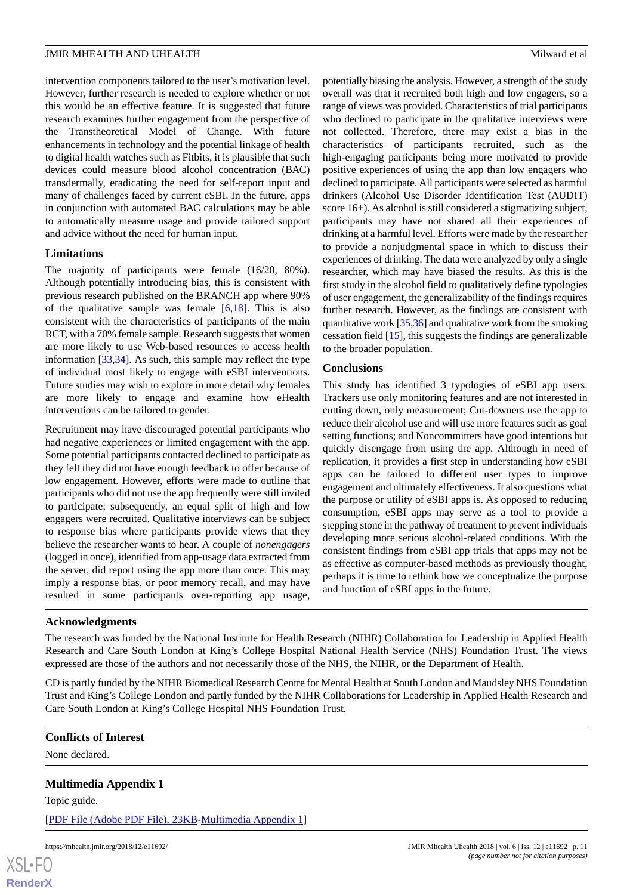intervention components tailored to the user's motivation level. However, further research is needed to explore whether or not this would be an effective feature. It is suggested that future research examines further engagement from the perspective of the Transtheoretical Model of Change. With future enhancements in technology and the potential linkage of health to digital health watches such as Fitbits, it is plausible that such devices could measure blood alcohol concentration (BAC) transdermally, eradicating the need for self-report input and many of challenges faced by current eSBI. In the future, apps in conjunction with automated BAC calculations may be able to automatically measure usage and provide tailored support and advice without the need for human input.

### Limitations

The majority of participants were female (16/20, 80%). Although potentially introducing bias, this is consistent with previous research published on the BRANCH app where 90% of the qualitative sample was female [6,18]. This is also consistent with the characteristics of participants of the main RCT, with a 70% female sample. Research suggests that women are more likely to use Web-based resources to access health information [33,34]. As such, this sample may reflect the type of individual most likely to engage with eSBI interventions. Future studies may wish to explore in more detail why females are more likely to engage and examine how eHealth interventions can be tailored to gender.

Recruitment may have discouraged potential participants who had negative experiences or limited engagement with the app. Some potential participants contacted declined to participate as they felt they did not have enough feedback to offer because of low engagement. However, efforts were made to outline that participants who did not use the app frequently were still invited to participate; subsequently, an equal split of high and low engagers were recruited. Qualitative interviews can be subject to response bias where participants provide views that they believe the researcher wants to hear. A couple of *nonengagers* (logged in once), identified from app-usage data extracted from the server, did report using the app more than once. This may imply a response bias, or poor memory recall, and may have resulted in some participants over-reporting app usage, potentially biasing the analysis. However, a strength of the study overall was that it recruited both high and low engagers, so a range of views was provided. Characteristics of trial participants who declined to participate in the qualitative interviews were not collected. Therefore, there may exist a bias in the characteristics of participants recruited, such as the high-engaging participants being more motivated to provide positive experiences of using the app than low engagers who declined to participate. All participants were selected as harmful drinkers (Alcohol Use Disorder Identification Test (AUDIT) score 16+). As alcohol is still considered a stigmatizing subject, participants may have not shared all their experiences of drinking at a harmful level. Efforts were made by the researcher to provide a nonjudgmental space in which to discuss their experiences of drinking. The data were analyzed by only a single researcher, which may have biased the results. As this is the first study in the alcohol field to qualitatively define typologies of user engagement, the generalizability of the findings requires further research. However, as the findings are consistent with quantitative work [35,36] and qualitative work from the smoking cessation field [15], this suggests the findings are generalizable to the broader population.

### Conclusions

This study has identified 3 typologies of eSBI app users. Trackers use only monitoring features and are not interested in cutting down, only measurement; Cut-downers use the app to reduce their alcohol use and will use more features such as goal setting functions; and Noncommitters have good intentions but quickly disengage from using the app. Although in need of replication, it provides a first step in understanding how eSBI apps can be tailored to different user types to improve engagement and ultimately effectiveness. It also questions what the purpose or utility of eSBI apps is. As opposed to reducing consumption, eSBI apps may serve as a tool to provide a stepping stone in the pathway of treatment to prevent individuals developing more serious alcohol-related conditions. With the consistent findings from eSBI app trials that apps may not be as effective as computer-based methods as previously thought, perhaps it is time to rethink how we conceptualize the purpose and function of eSBI apps in the future.

## Acknowledgments

The research was funded by the National Institute for Health Research (NIHR) Collaboration for Leadership in Applied Health Research and Care South London at King's College Hospital National Health Service (NHS) Foundation Trust. The views expressed are those of the authors and not necessarily those of the NHS, the NIHR, or the Department of Health.

CD is partly funded by the NIHR Biomedical Research Centre for Mental Health at South London and Maudsley NHS Foundation Trust and King's College London and partly funded by the NIHR Collaborations for Leadership in Applied Health Research and Care South London at King's College Hospital NHS Foundation Trust.

## Conflicts of Interest

None declared.

## Multimedia Appendix 1

Topic guide.

[PDF File (Adobe PDF File), 23KB-Multimedia Appendix 1]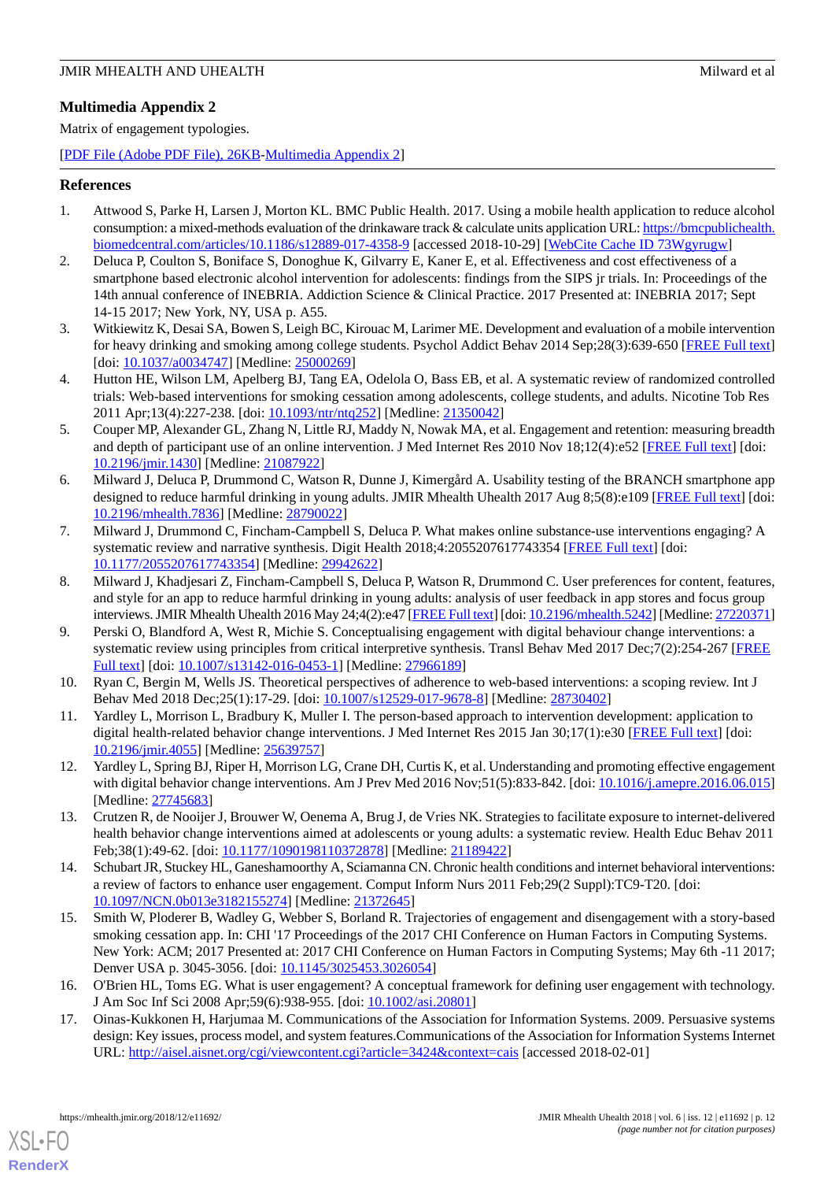## Multimedia Appendix 2

Matrix of engagement typologies.

[PDF File (Adobe PDF File), 26KB-Multimedia Appendix 2]

## References

1. Attwood S, Parke H, Larsen J, Morton KL. BMC Public Health. 2017. Using a mobile health application to reduce alcohol consumption: a mixed-methods evaluation of the drinkaware track & calculate units application URL: https://bmcpublichealth.biomedcentral.com/articles/10.1186/s12889-017-4358-9 [accessed 2018-10-29] [WebCite Cache ID 73Wgyrugw]
2. Deluca P, Coulton S, Boniface S, Donoghue K, Gilvarry E, Kaner E, et al. Effectiveness and cost effectiveness of a smartphone based electronic alcohol intervention for adolescents: findings from the SIPS jr trials. In: Proceedings of the 14th annual conference of INEBRIA. Addiction Science & Clinical Practice. 2017 Presented at: INEBRIA 2017; Sept 14-15 2017; New York, NY, USA p. A55.
3. Witkiewitz K, Desai SA, Bowen S, Leigh BC, Kirouac M, Larimer ME. Development and evaluation of a mobile intervention for heavy drinking and smoking among college students. Psychol Addict Behav 2014 Sep;28(3):639-650 [FREE Full text] [doi: 10.1037/a0034747] [Medline: 25000269]
4. Hutton HE, Wilson LM, Apelberg BJ, Tang EA, Odelola O, Bass EB, et al. A systematic review of randomized controlled trials: Web-based interventions for smoking cessation among adolescents, college students, and adults. Nicotine Tob Res 2011 Apr;13(4):227-238. [doi: 10.1093/ntr/ntq252] [Medline: 21350042]
5. Couper MP, Alexander GL, Zhang N, Little RJ, Maddy N, Nowak MA, et al. Engagement and retention: measuring breadth and depth of participant use of an online intervention. J Med Internet Res 2010 Nov 18;12(4):e52 [FREE Full text] [doi: 10.2196/jmir.1430] [Medline: 21087922]
6. Milward J, Deluca P, Drummond C, Watson R, Dunne J, Kimergård A. Usability testing of the BRANCH smartphone app designed to reduce harmful drinking in young adults. JMIR Mhealth Uhealth 2017 Aug 8;5(8):e109 [FREE Full text] [doi: 10.2196/mhealth.7836] [Medline: 28790022]
7. Milward J, Drummond C, Fincham-Campbell S, Deluca P. What makes online substance-use interventions engaging? A systematic review and narrative synthesis. Digit Health 2018;4:2055207617743354 [FREE Full text] [doi: 10.1177/2055207617743354] [Medline: 29942622]
8. Milward J, Khadjesari Z, Fincham-Campbell S, Deluca P, Watson R, Drummond C. User preferences for content, features, and style for an app to reduce harmful drinking in young adults: analysis of user feedback in app stores and focus group interviews. JMIR Mhealth Uhealth 2016 May 24;4(2):e47 [FREE Full text] [doi: 10.2196/mhealth.5242] [Medline: 27220371]
9. Perski O, Blandford A, West R, Michie S. Conceptualising engagement with digital behaviour change interventions: a systematic review using principles from critical interpretive synthesis. Transl Behav Med 2017 Dec;7(2):254-267 [FREE Full text] [doi: 10.1007/s13142-016-0453-1] [Medline: 27966189]
10. Ryan C, Bergin M, Wells JS. Theoretical perspectives of adherence to web-based interventions: a scoping review. Int J Behav Med 2018 Dec;25(1):17-29. [doi: 10.1007/s12529-017-9678-8] [Medline: 28730402]
11. Yardley L, Morrison L, Bradbury K, Muller I. The person-based approach to intervention development: application to digital health-related behavior change interventions. J Med Internet Res 2015 Jan 30;17(1):e30 [FREE Full text] [doi: 10.2196/jmir.4055] [Medline: 25639757]
12. Yardley L, Spring BJ, Riper H, Morrison LG, Crane DH, Curtis K, et al. Understanding and promoting effective engagement with digital behavior change interventions. Am J Prev Med 2016 Nov;51(5):833-842. [doi: 10.1016/j.amepre.2016.06.015] [Medline: 27745683]
13. Crutzen R, de Nooijer J, Brouwer W, Oenema A, Brug J, de Vries NK. Strategies to facilitate exposure to internet-delivered health behavior change interventions aimed at adolescents or young adults: a systematic review. Health Educ Behav 2011 Feb;38(1):49-62. [doi: 10.1177/1090198110372878] [Medline: 21189422]
14. Schubart JR, Stuckey HL, Ganeshamoorthy A, Sciamanna CN. Chronic health conditions and internet behavioral interventions: a review of factors to enhance user engagement. Comput Inform Nurs 2011 Feb;29(2 Suppl):TC9-T20. [doi: 10.1097/NCN.0b013e3182155274] [Medline: 21372645]
15. Smith W, Ploderer B, Wadley G, Webber S, Borland R. Trajectories of engagement and disengagement with a story-based smoking cessation app. In: CHI '17 Proceedings of the 2017 CHI Conference on Human Factors in Computing Systems. New York: ACM; 2017 Presented at: 2017 CHI Conference on Human Factors in Computing Systems; May 6th -11 2017; Denver USA p. 3045-3056. [doi: 10.1145/3025453.3026054]
16. O'Brien HL, Toms EG. What is user engagement? A conceptual framework for defining user engagement with technology. J Am Soc Inf Sci 2008 Apr;59(6):938-955. [doi: 10.1002/asi.20801]
17. Oinas-Kukkonen H, Harjumaa M. Communications of the Association for Information Systems. 2009. Persuasive systems design: Key issues, process model, and system features.Communications of the Association for Information Systems Internet URL: http://aisel.aisnet.org/cgi/viewcontent.cgi?article=3424&context=cais [accessed 2018-02-01]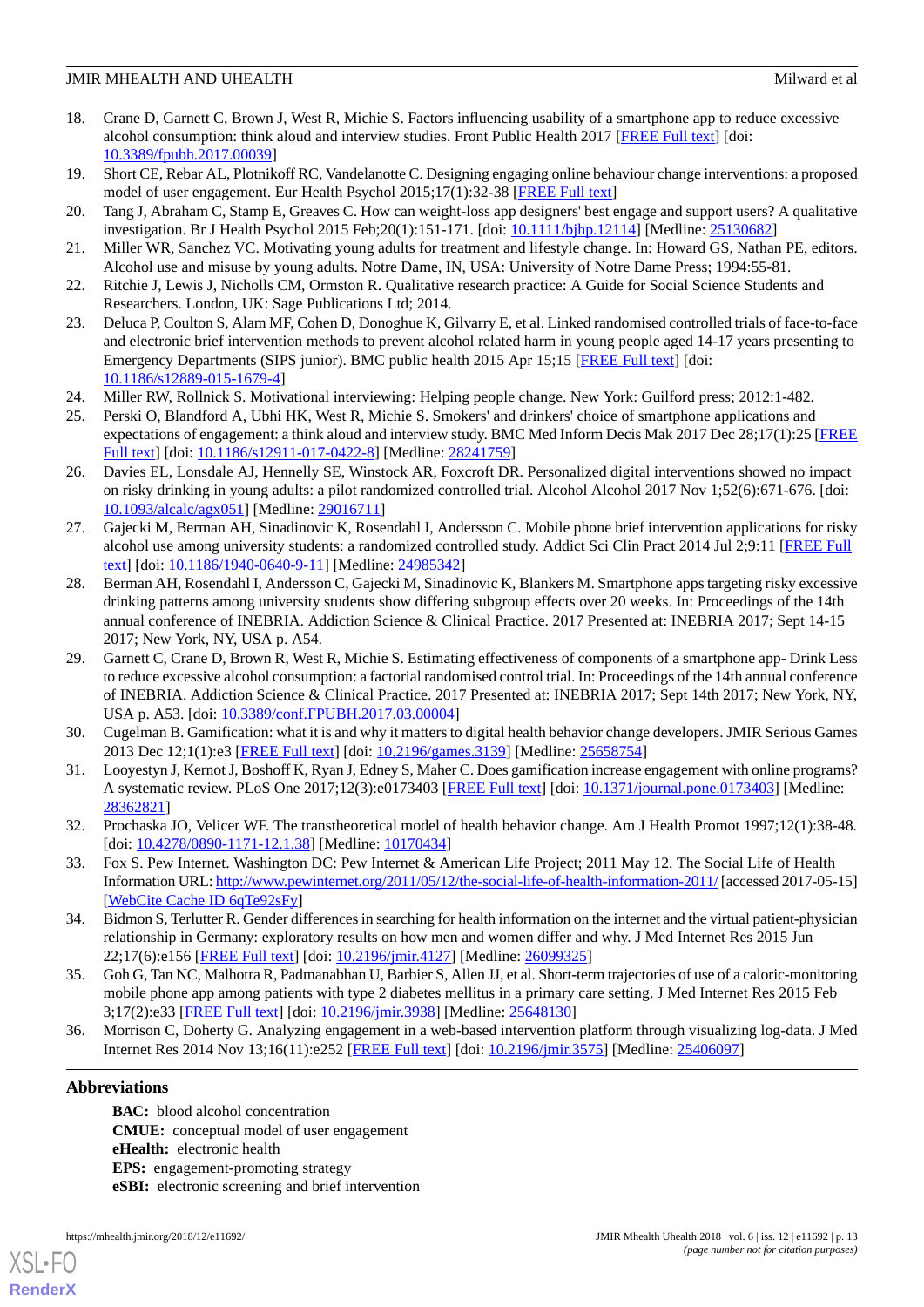18. Crane D, Garnett C, Brown J, West R, Michie S. Factors influencing usability of a smartphone app to reduce excessive alcohol consumption: think aloud and interview studies. Front Public Health 2017 [FREE Full text] [doi: 10.3389/fpubh.2017.00039]
19. Short CE, Rebar AL, Plotnikoff RC, Vandelanotte C. Designing engaging online behaviour change interventions: a proposed model of user engagement. Eur Health Psychol 2015;17(1):32-38 [FREE Full text]
20. Tang J, Abraham C, Stamp E, Greaves C. How can weight-loss app designers' best engage and support users? A qualitative investigation. Br J Health Psychol 2015 Feb;20(1):151-171. [doi: 10.1111/bjhp.12114] [Medline: 25130682]
21. Miller WR, Sanchez VC. Motivating young adults for treatment and lifestyle change. In: Howard GS, Nathan PE, editors. Alcohol use and misuse by young adults. Notre Dame, IN, USA: University of Notre Dame Press; 1994:55-81.
22. Ritchie J, Lewis J, Nicholls CM, Ormston R. Qualitative research practice: A Guide for Social Science Students and Researchers. London, UK: Sage Publications Ltd; 2014.
23. Deluca P, Coulton S, Alam MF, Cohen D, Donoghue K, Gilvarry E, et al. Linked randomised controlled trials of face-to-face and electronic brief intervention methods to prevent alcohol related harm in young people aged 14-17 years presenting to Emergency Departments (SIPS junior). BMC public health 2015 Apr 15;15 [FREE Full text] [doi: 10.1186/s12889-015-1679-4]
24. Miller RW, Rollnick S. Motivational interviewing: Helping people change. New York: Guilford press; 2012:1-482.
25. Perski O, Blandford A, Ubhi HK, West R, Michie S. Smokers' and drinkers' choice of smartphone applications and expectations of engagement: a think aloud and interview study. BMC Med Inform Decis Mak 2017 Dec 28;17(1):25 [FREE Full text] [doi: 10.1186/s12911-017-0422-8] [Medline: 28241759]
26. Davies EL, Lonsdale AJ, Hennelly SE, Winstock AR, Foxcroft DR. Personalized digital interventions showed no impact on risky drinking in young adults: a pilot randomized controlled trial. Alcohol Alcohol 2017 Nov 1;52(6):671-676. [doi: 10.1093/alcalc/agx051] [Medline: 29016711]
27. Gajecki M, Berman AH, Sinadinovic K, Rosendahl I, Andersson C. Mobile phone brief intervention applications for risky alcohol use among university students: a randomized controlled study. Addict Sci Clin Pract 2014 Jul 2;9:11 [FREE Full text] [doi: 10.1186/1940-0640-9-11] [Medline: 24985342]
28. Berman AH, Rosendahl I, Andersson C, Gajecki M, Sinadinovic K, Blankers M. Smartphone apps targeting risky excessive drinking patterns among university students show differing subgroup effects over 20 weeks. In: Proceedings of the 14th annual conference of INEBRIA. Addiction Science & Clinical Practice. 2017 Presented at: INEBRIA 2017; Sept 14-15 2017; New York, NY, USA p. A54.
29. Garnett C, Crane D, Brown R, West R, Michie S. Estimating effectiveness of components of a smartphone app- Drink Less to reduce excessive alcohol consumption: a factorial randomised control trial. In: Proceedings of the 14th annual conference of INEBRIA. Addiction Science & Clinical Practice. 2017 Presented at: INEBRIA 2017; Sept 14th 2017; New York, NY, USA p. A53. [doi: 10.3389/conf.FPUBH.2017.03.00004]
30. Cugelman B. Gamification: what it is and why it matters to digital health behavior change developers. JMIR Serious Games 2013 Dec 12;1(1):e3 [FREE Full text] [doi: 10.2196/games.3139] [Medline: 25658754]
31. Looyestyn J, Kernot J, Boshoff K, Ryan J, Edney S, Maher C. Does gamification increase engagement with online programs? A systematic review. PLoS One 2017;12(3):e0173403 [FREE Full text] [doi: 10.1371/journal.pone.0173403] [Medline: 28362821]
32. Prochaska JO, Velicer WF. The transtheoretical model of health behavior change. Am J Health Promot 1997;12(1):38-48. [doi: 10.4278/0890-1171-12.1.38] [Medline: 10170434]
33. Fox S. Pew Internet. Washington DC: Pew Internet & American Life Project; 2011 May 12. The Social Life of Health Information URL: http://www.pewinternet.org/2011/05/12/the-social-life-of-health-information-2011/ [accessed 2017-05-15] [WebCite Cache ID 6qTe92sFy]
34. Bidmon S, Terlutter R. Gender differences in searching for health information on the internet and the virtual patient-physician relationship in Germany: exploratory results on how men and women differ and why. J Med Internet Res 2015 Jun 22;17(6):e156 [FREE Full text] [doi: 10.2196/jmir.4127] [Medline: 26099325]
35. Goh G, Tan NC, Malhotra R, Padmanabhan U, Barbier S, Allen JJ, et al. Short-term trajectories of use of a caloric-monitoring mobile phone app among patients with type 2 diabetes mellitus in a primary care setting. J Med Internet Res 2015 Feb 3;17(2):e33 [FREE Full text] [doi: 10.2196/jmir.3938] [Medline: 25648130]
36. Morrison C, Doherty G. Analyzing engagement in a web-based intervention platform through visualizing log-data. J Med Internet Res 2014 Nov 13;16(11):e252 [FREE Full text] [doi: 10.2196/jmir.3575] [Medline: 25406097]

## Abbreviations

**BAC:** blood alcohol concentration
**CMUE:** conceptual model of user engagement
**eHealth:** electronic health
**EPS:** engagement-promoting strategy
**eSBI:** electronic screening and brief intervention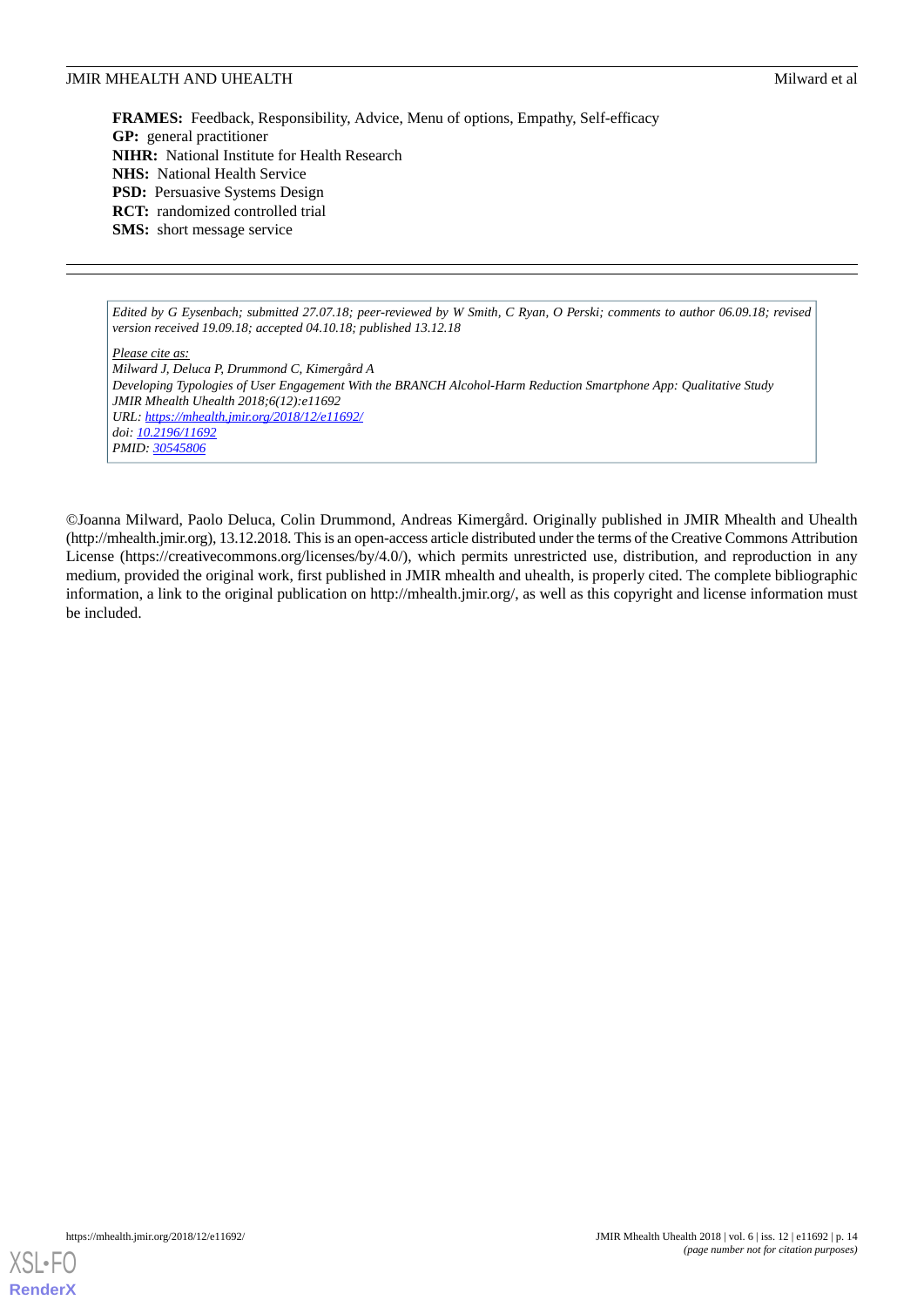**FRAMES:** Feedback, Responsibility, Advice, Menu of options, Empathy, Self-efficacy
**GP:** general practitioner
**NIHR:** National Institute for Health Research
**NHS:** National Health Service
**PSD:** Persuasive Systems Design
**RCT:** randomized controlled trial
**SMS:** short message service

---

*Edited by G Eysenbach; submitted 27.07.18; peer-reviewed by W Smith, C Ryan, O Perski; comments to author 06.09.18; revised version received 19.09.18; accepted 04.10.18; published 13.12.18*

*Please cite as:*
*Milward J, Deluca P, Drummond C, Kimergård A*
*Developing Typologies of User Engagement With the BRANCH Alcohol-Harm Reduction Smartphone App: Qualitative Study*
*JMIR Mhealth Uhealth 2018;6(12):e11692*
*URL: https://mhealth.jmir.org/2018/12/e11692/*
*doi: 10.2196/11692*
*PMID: 30545806*

©Joanna Milward, Paolo Deluca, Colin Drummond, Andreas Kimergård. Originally published in JMIR Mhealth and Uhealth (http://mhealth.jmir.org), 13.12.2018. This is an open-access article distributed under the terms of the Creative Commons Attribution License (https://creativecommons.org/licenses/by/4.0/), which permits unrestricted use, distribution, and reproduction in any medium, provided the original work, first published in JMIR mhealth and uhealth, is properly cited. The complete bibliographic information, a link to the original publication on http://mhealth.jmir.org/, as well as this copyright and license information must be included.